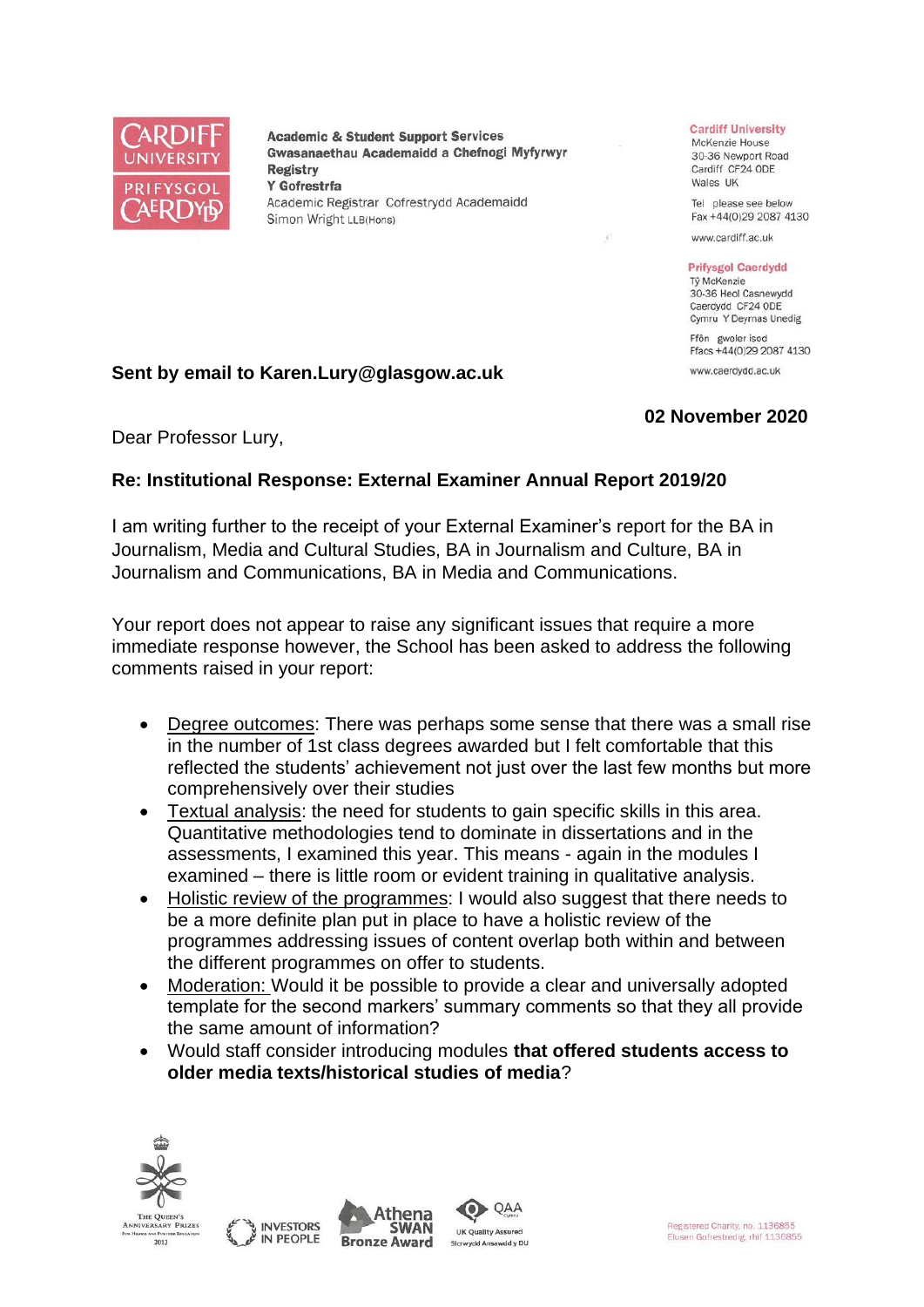CARDIFF UNIVERSITY
PRIFYSGOL CAERDYDD

**Academic & Student Support Services**
**Gwasanaethau Academaidd a Chefnogi Myfyrwyr**
**Registry**
**Y Gofrestrfa**
Academic Registrar Cofrestrydd Academaidd
Simon Wright LLB(Hons)

**Cardiff University**
McKenzie House
30-36 Newport Road
Cardiff CF24 0DE
Wales UK

Tel please see below
Fax +44(0)29 2087 4130

www.cardiff.ac.uk

**Prifysgol Caerdydd**
Tŷ McKenzie
30-36 Heol Casnewydd
Caerdydd CF24 0DE
Cymru Y Deyrnas Unedig

Ffôn gweler isod
Ffacs +44(0)29 2087 4130

www.caerdydd.ac.uk

**Sent by email to Karen.Lury@glasgow.ac.uk**

**02 November 2020**

Dear Professor Lury,

**Re: Institutional Response: External Examiner Annual Report 2019/20**

I am writing further to the receipt of your External Examiner's report for the BA in Journalism, Media and Cultural Studies, BA in Journalism and Culture, BA in Journalism and Communications, BA in Media and Communications.

Your report does not appear to raise any significant issues that require a more immediate response however, the School has been asked to address the following comments raised in your report:

- Degree outcomes: There was perhaps some sense that there was a small rise in the number of 1st class degrees awarded but I felt comfortable that this reflected the students' achievement not just over the last few months but more comprehensively over their studies
- Textual analysis: the need for students to gain specific skills in this area. Quantitative methodologies tend to dominate in dissertations and in the assessments, I examined this year. This means - again in the modules I examined – there is little room or evident training in qualitative analysis.
- Holistic review of the programmes: I would also suggest that there needs to be a more definite plan put in place to have a holistic review of the programmes addressing issues of content overlap both within and between the different programmes on offer to students.
- Moderation: Would it be possible to provide a clear and universally adopted template for the second markers' summary comments so that they all provide the same amount of information?
- Would staff consider introducing modules **that offered students access to older media texts/historical studies of media**?

Registered Charity, no. 1136855
Elusen Gofrestredig, rhif 1136855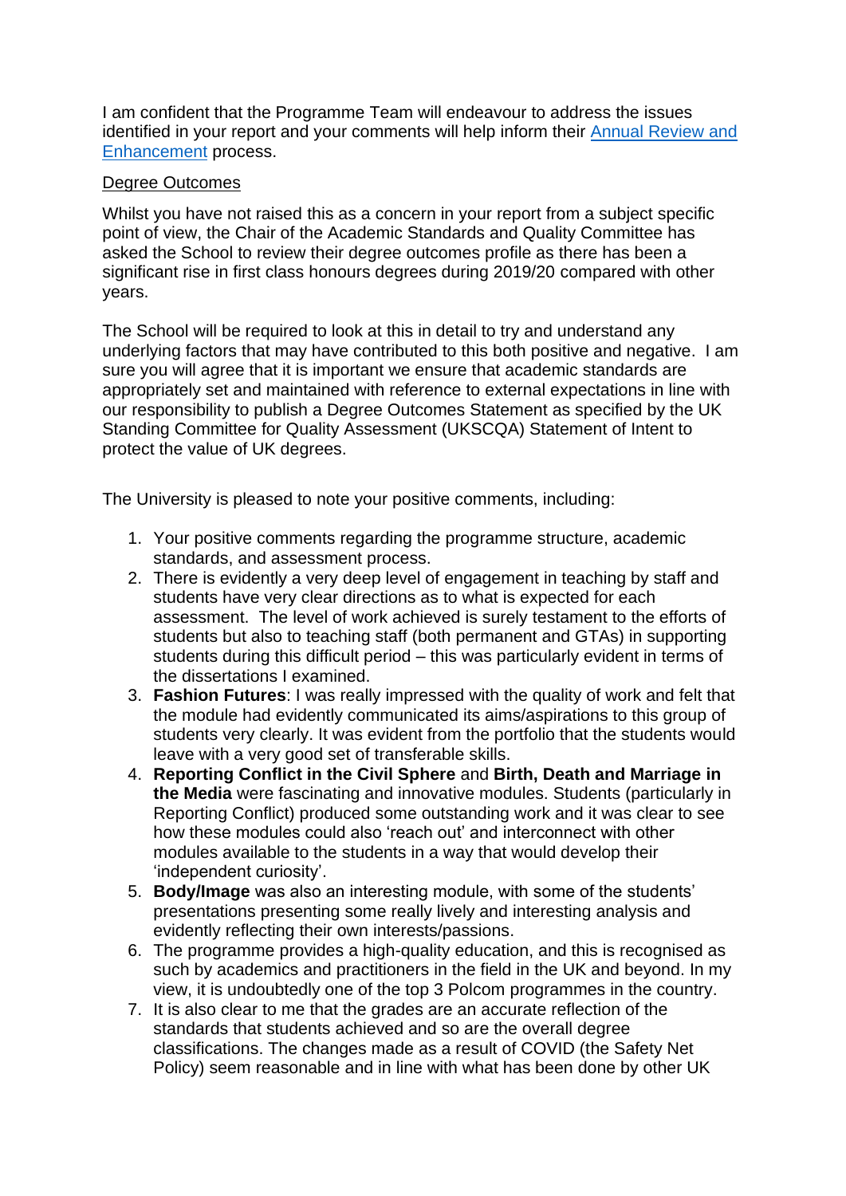I am confident that the Programme Team will endeavour to address the issues identified in your report and your comments will help inform their [Annual Review and Enhancement]() process.

Degree Outcomes

Whilst you have not raised this as a concern in your report from a subject specific point of view, the Chair of the Academic Standards and Quality Committee has asked the School to review their degree outcomes profile as there has been a significant rise in first class honours degrees during 2019/20 compared with other years.

The School will be required to look at this in detail to try and understand any underlying factors that may have contributed to this both positive and negative. I am sure you will agree that it is important we ensure that academic standards are appropriately set and maintained with reference to external expectations in line with our responsibility to publish a Degree Outcomes Statement as specified by the UK Standing Committee for Quality Assessment (UKSCQA) Statement of Intent to protect the value of UK degrees.

The University is pleased to note your positive comments, including:

1. Your positive comments regarding the programme structure, academic standards, and assessment process.
2. There is evidently a very deep level of engagement in teaching by staff and students have very clear directions as to what is expected for each assessment. The level of work achieved is surely testament to the efforts of students but also to teaching staff (both permanent and GTAs) in supporting students during this difficult period – this was particularly evident in terms of the dissertations I examined.
3. **Fashion Futures**: I was really impressed with the quality of work and felt that the module had evidently communicated its aims/aspirations to this group of students very clearly. It was evident from the portfolio that the students would leave with a very good set of transferable skills.
4. **Reporting Conflict in the Civil Sphere** and **Birth, Death and Marriage in the Media** were fascinating and innovative modules. Students (particularly in Reporting Conflict) produced some outstanding work and it was clear to see how these modules could also 'reach out' and interconnect with other modules available to the students in a way that would develop their 'independent curiosity'.
5. **Body/Image** was also an interesting module, with some of the students' presentations presenting some really lively and interesting analysis and evidently reflecting their own interests/passions.
6. The programme provides a high-quality education, and this is recognised as such by academics and practitioners in the field in the UK and beyond. In my view, it is undoubtedly one of the top 3 Polcom programmes in the country.
7. It is also clear to me that the grades are an accurate reflection of the standards that students achieved and so are the overall degree classifications. The changes made as a result of COVID (the Safety Net Policy) seem reasonable and in line with what has been done by other UK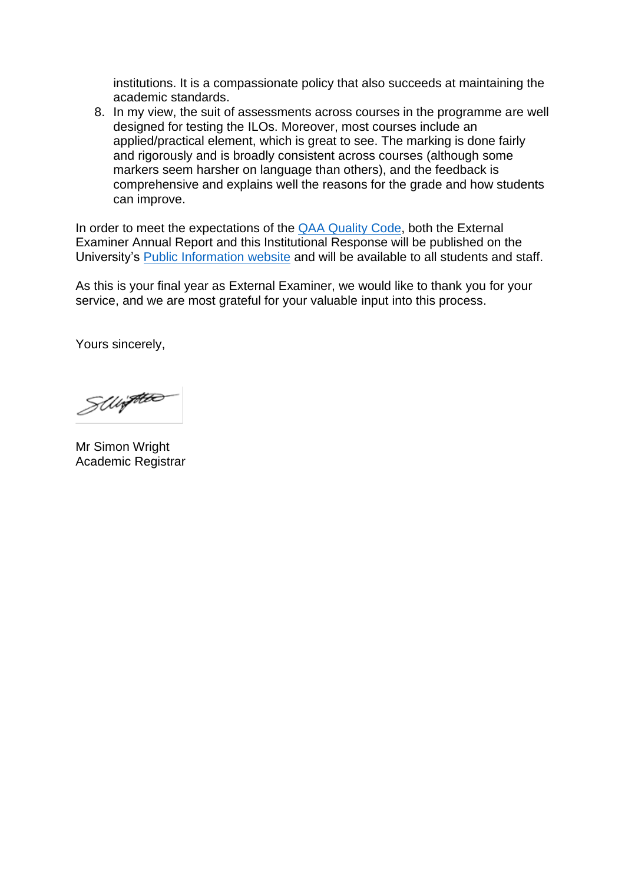institutions. It is a compassionate policy that also succeeds at maintaining the academic standards.

8. In my view, the suit of assessments across courses in the programme are well designed for testing the ILOs. Moreover, most courses include an applied/practical element, which is great to see. The marking is done fairly and rigorously and is broadly consistent across courses (although some markers seem harsher on language than others), and the feedback is comprehensive and explains well the reasons for the grade and how students can improve.

In order to meet the expectations of the [QAA Quality Code](), both the External Examiner Annual Report and this Institutional Response will be published on the University's [Public Information website]() and will be available to all students and staff.

As this is your final year as External Examiner, we would like to thank you for your service, and we are most grateful for your valuable input into this process.

Yours sincerely,

Mr Simon Wright
Academic Registrar